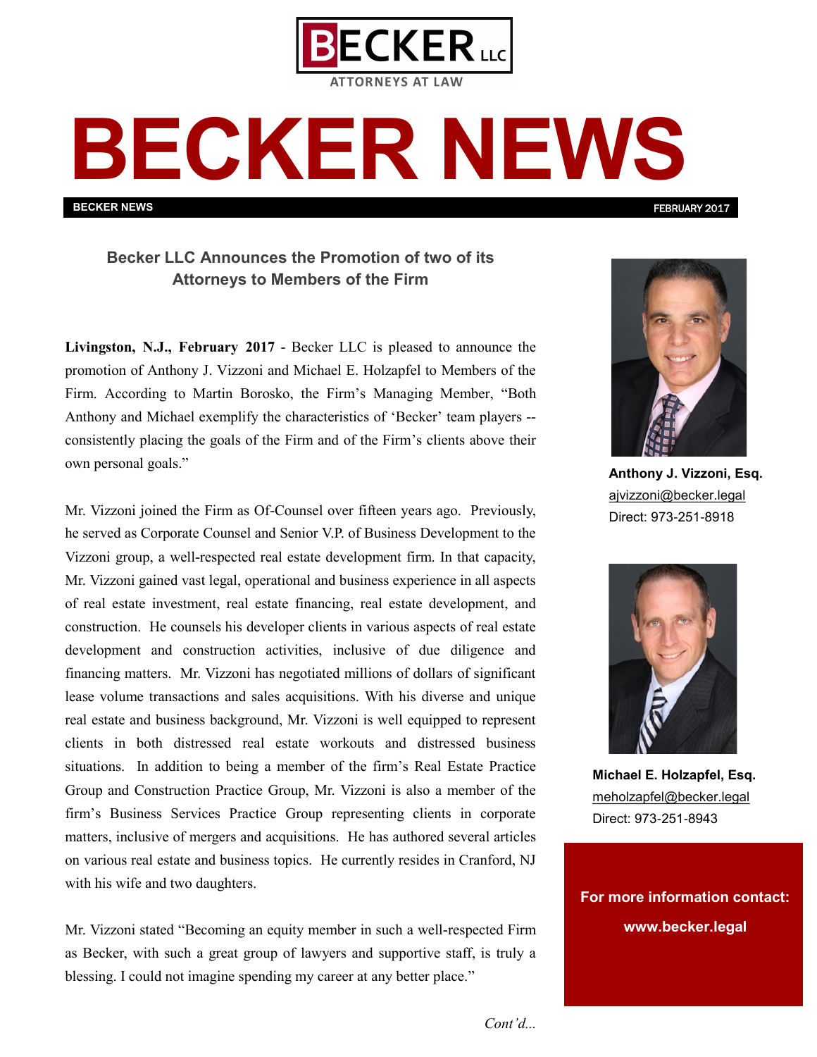BECKER LLC
ATTORNEYS AT LAW

# BECKER NEWS

**BECKER NEWS** FEBRUARY 2017

## Becker LLC Announces the Promotion of two of its Attorneys to Members of the Firm

**Livingston, N.J., February 2017** - Becker LLC is pleased to announce the promotion of Anthony J. Vizzoni and Michael E. Holzapfel to Members of the Firm. According to Martin Borosko, the Firm's Managing Member, "Both Anthony and Michael exemplify the characteristics of 'Becker' team players -- consistently placing the goals of the Firm and of the Firm's clients above their own personal goals."

Mr. Vizzoni joined the Firm as Of-Counsel over fifteen years ago. Previously, he served as Corporate Counsel and Senior V.P. of Business Development to the Vizzoni group, a well-respected real estate development firm. In that capacity, Mr. Vizzoni gained vast legal, operational and business experience in all aspects of real estate investment, real estate financing, real estate development, and construction. He counsels his developer clients in various aspects of real estate development and construction activities, inclusive of due diligence and financing matters. Mr. Vizzoni has negotiated millions of dollars of significant lease volume transactions and sales acquisitions. With his diverse and unique real estate and business background, Mr. Vizzoni is well equipped to represent clients in both distressed real estate workouts and distressed business situations. In addition to being a member of the firm's Real Estate Practice Group and Construction Practice Group, Mr. Vizzoni is also a member of the firm's Business Services Practice Group representing clients in corporate matters, inclusive of mergers and acquisitions. He has authored several articles on various real estate and business topics. He currently resides in Cranford, NJ with his wife and two daughters.

Mr. Vizzoni stated "Becoming an equity member in such a well-respected Firm as Becker, with such a great group of lawyers and supportive staff, is truly a blessing. I could not imagine spending my career at any better place."

*Cont'd...*

**Anthony J. Vizzoni, Esq.**
ajvizzoni@becker.legal
Direct: 973-251-8918

**Michael E. Holzapfel, Esq.**
meholzapfel@becker.legal
Direct: 973-251-8943

**For more information contact:**
**www.becker.legal**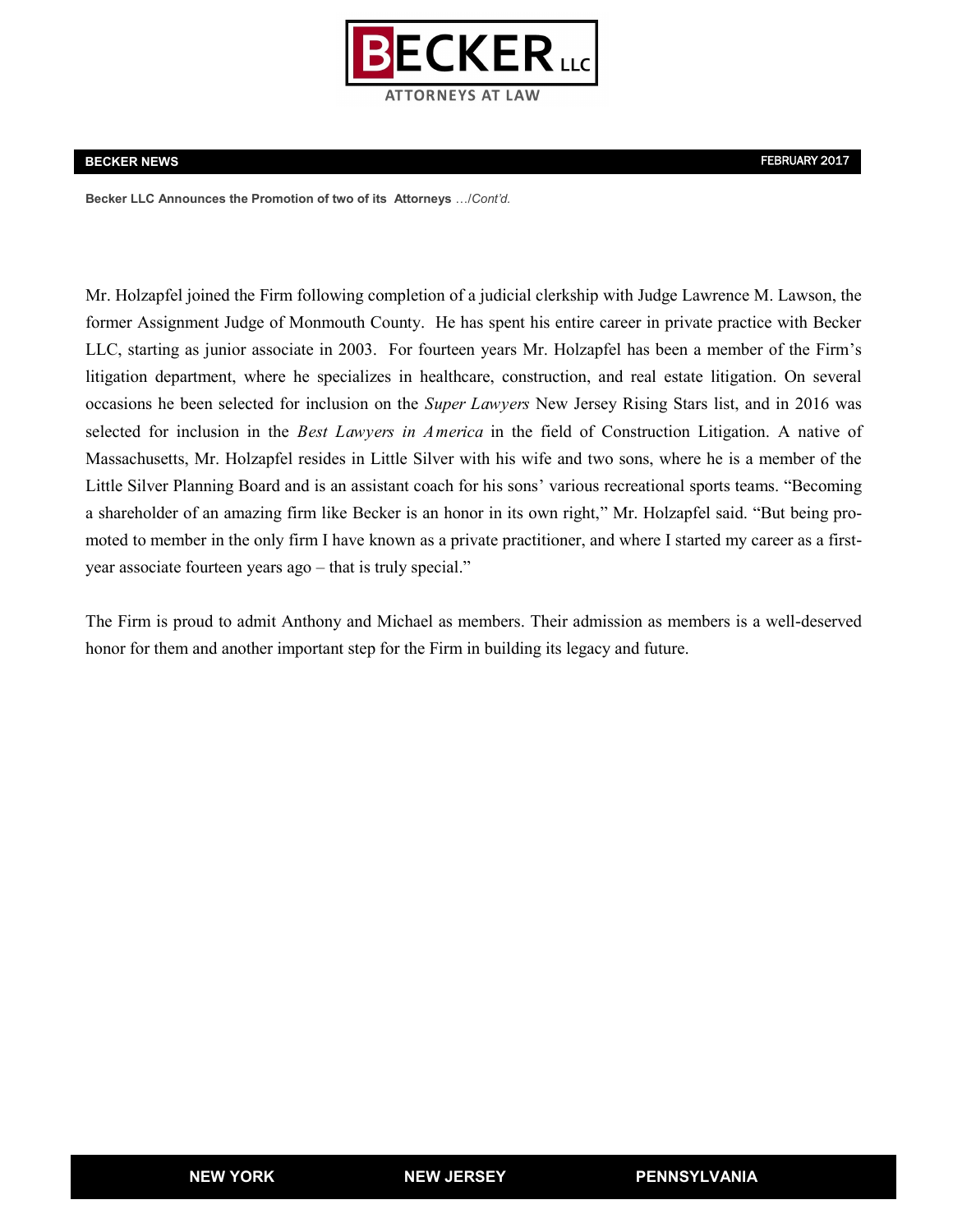**Becker LLC Announces the Promotion of two of its Attorneys** *…/Cont'd.*

Mr. Holzapfel joined the Firm following completion of a judicial clerkship with Judge Lawrence M. Lawson, the former Assignment Judge of Monmouth County. He has spent his entire career in private practice with Becker LLC, starting as junior associate in 2003. For fourteen years Mr. Holzapfel has been a member of the Firm's litigation department, where he specializes in healthcare, construction, and real estate litigation. On several occasions he been selected for inclusion on the *Super Lawyers* New Jersey Rising Stars list, and in 2016 was selected for inclusion in the *Best Lawyers in America* in the field of Construction Litigation. A native of Massachusetts, Mr. Holzapfel resides in Little Silver with his wife and two sons, where he is a member of the Little Silver Planning Board and is an assistant coach for his sons' various recreational sports teams. "Becoming a shareholder of an amazing firm like Becker is an honor in its own right," Mr. Holzapfel said. "But being promoted to member in the only firm I have known as a private practitioner, and where I started my career as a first-year associate fourteen years ago – that is truly special."

The Firm is proud to admit Anthony and Michael as members. Their admission as members is a well-deserved honor for them and another important step for the Firm in building its legacy and future.